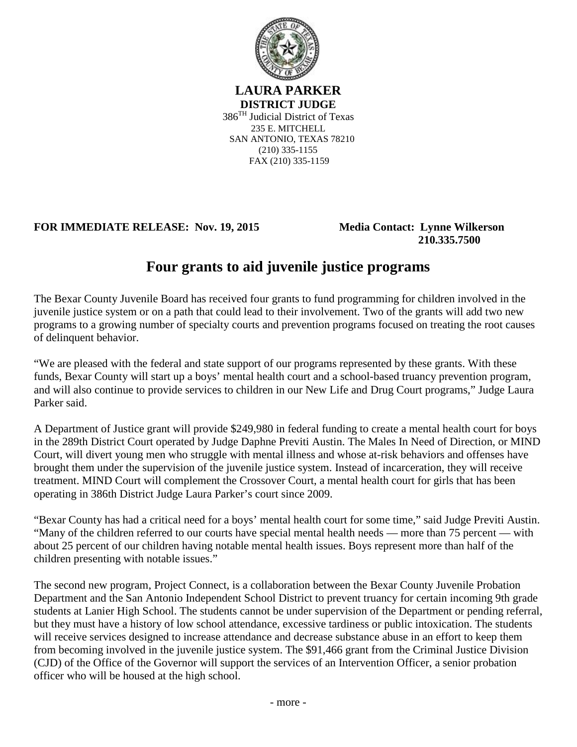**LAURA PARKER**
**DISTRICT JUDGE**
386TH Judicial District of Texas
235 E. MITCHELL
SAN ANTONIO, TEXAS 78210
(210) 335-1155
FAX (210) 335-1159

**FOR IMMEDIATE RELEASE: Nov. 19, 2015** **Media Contact: Lynne Wilkerson**
**210.335.7500**

# Four grants to aid juvenile justice programs

The Bexar County Juvenile Board has received four grants to fund programming for children involved in the juvenile justice system or on a path that could lead to their involvement. Two of the grants will add two new programs to a growing number of specialty courts and prevention programs focused on treating the root causes of delinquent behavior.

"We are pleased with the federal and state support of our programs represented by these grants. With these funds, Bexar County will start up a boys' mental health court and a school-based truancy prevention program, and will also continue to provide services to children in our New Life and Drug Court programs," Judge Laura Parker said.

A Department of Justice grant will provide $249,980 in federal funding to create a mental health court for boys in the 289th District Court operated by Judge Daphne Previti Austin. The Males In Need of Direction, or MIND Court, will divert young men who struggle with mental illness and whose at-risk behaviors and offenses have brought them under the supervision of the juvenile justice system. Instead of incarceration, they will receive treatment. MIND Court will complement the Crossover Court, a mental health court for girls that has been operating in 386th District Judge Laura Parker's court since 2009.

"Bexar County has had a critical need for a boys' mental health court for some time," said Judge Previti Austin. "Many of the children referred to our courts have special mental health needs — more than 75 percent — with about 25 percent of our children having notable mental health issues. Boys represent more than half of the children presenting with notable issues."

The second new program, Project Connect, is a collaboration between the Bexar County Juvenile Probation Department and the San Antonio Independent School District to prevent truancy for certain incoming 9th grade students at Lanier High School. The students cannot be under supervision of the Department or pending referral, but they must have a history of low school attendance, excessive tardiness or public intoxication. The students will receive services designed to increase attendance and decrease substance abuse in an effort to keep them from becoming involved in the juvenile justice system. The $91,466 grant from the Criminal Justice Division (CJD) of the Office of the Governor will support the services of an Intervention Officer, a senior probation officer who will be housed at the high school.

- more -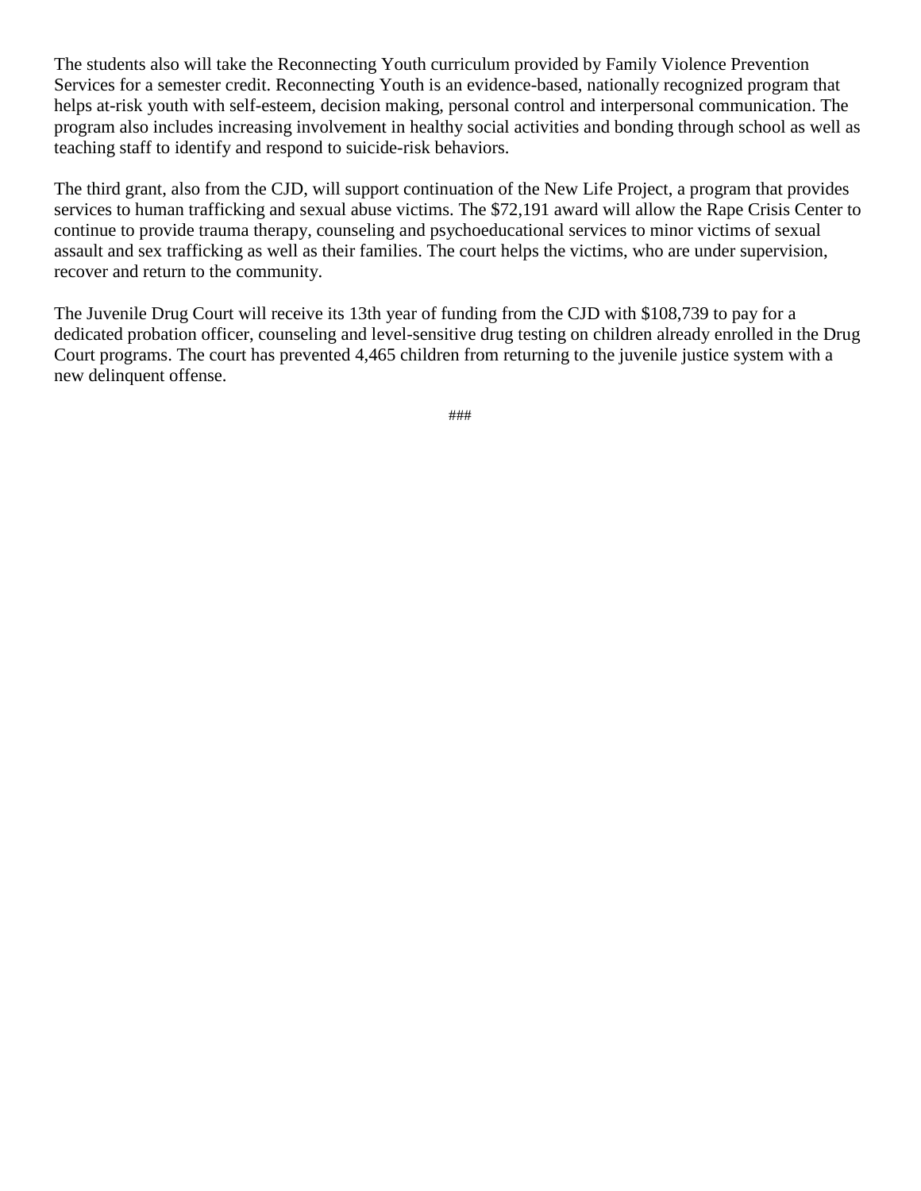The students also will take the Reconnecting Youth curriculum provided by Family Violence Prevention Services for a semester credit. Reconnecting Youth is an evidence-based, nationally recognized program that helps at-risk youth with self-esteem, decision making, personal control and interpersonal communication. The program also includes increasing involvement in healthy social activities and bonding through school as well as teaching staff to identify and respond to suicide-risk behaviors.

The third grant, also from the CJD, will support continuation of the New Life Project, a program that provides services to human trafficking and sexual abuse victims. The $72,191 award will allow the Rape Crisis Center to continue to provide trauma therapy, counseling and psychoeducational services to minor victims of sexual assault and sex trafficking as well as their families. The court helps the victims, who are under supervision, recover and return to the community.

The Juvenile Drug Court will receive its 13th year of funding from the CJD with $108,739 to pay for a dedicated probation officer, counseling and level-sensitive drug testing on children already enrolled in the Drug Court programs. The court has prevented 4,465 children from returning to the juvenile justice system with a new delinquent offense.

###